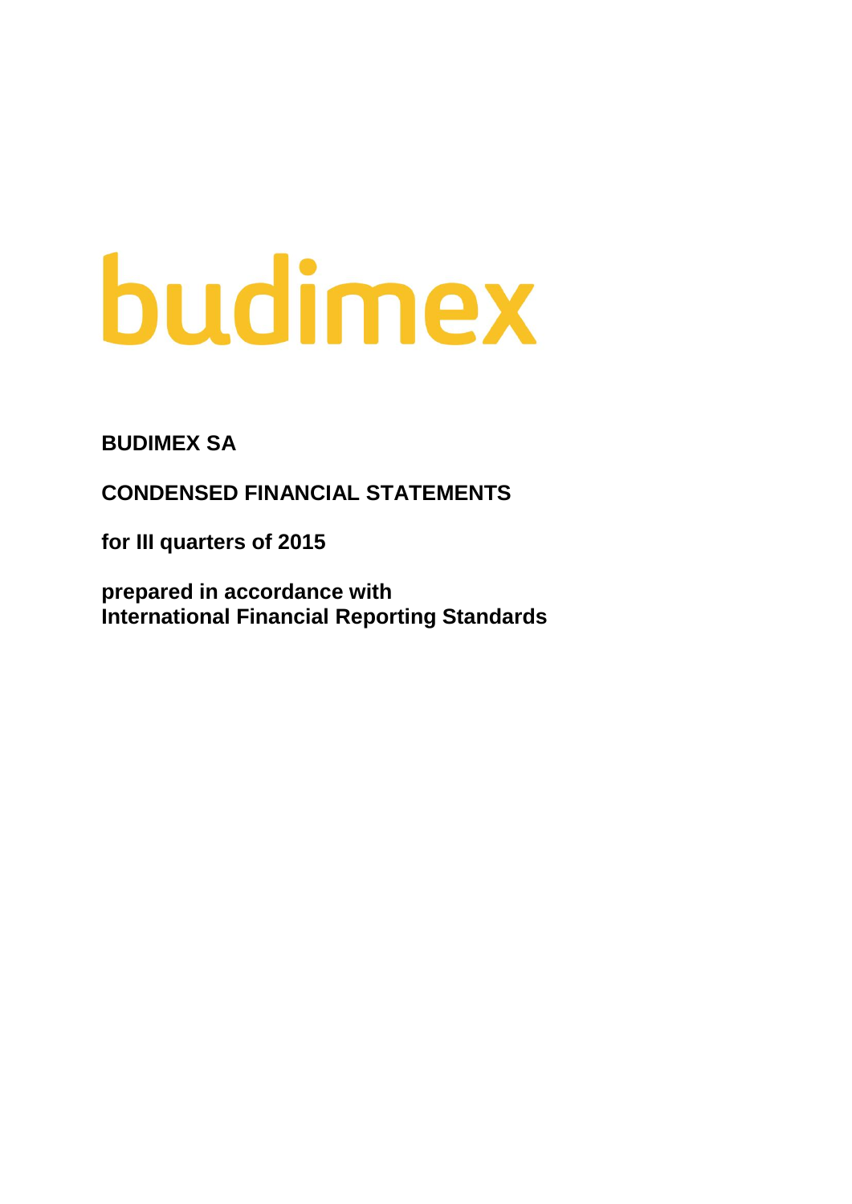budimex

**BUDIMEX SA**

**CONDENSED FINANCIAL STATEMENTS**

**for III quarters of 2015**

**prepared in accordance with**
**International Financial Reporting Standards**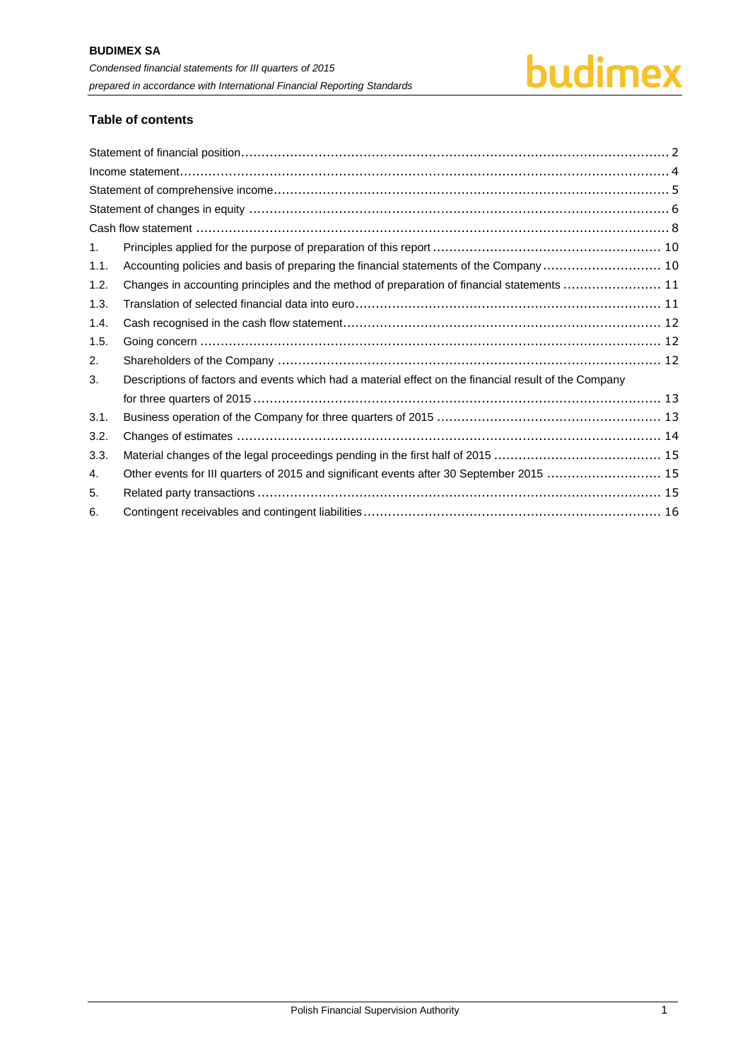## Table of contents

| | | |
|---|---|---|
| Statement of financial position | | 2 |
| Income statement | | 4 |
| Statement of comprehensive income | | 5 |
| Statement of changes in equity | | 6 |
| Cash flow statement | | 8 |
| 1. | Principles applied for the purpose of preparation of this report | 10 |
| 1.1. | Accounting policies and basis of preparing the financial statements of the Company | 10 |
| 1.2. | Changes in accounting principles and the method of preparation of financial statements | 11 |
| 1.3. | Translation of selected financial data into euro | 11 |
| 1.4. | Cash recognised in the cash flow statement | 12 |
| 1.5. | Going concern | 12 |
| 2. | Shareholders of the Company | 12 |
| 3. | Descriptions of factors and events which had a material effect on the financial result of the Company for three quarters of 2015 | 13 |
| 3.1. | Business operation of the Company for three quarters of 2015 | 13 |
| 3.2. | Changes of estimates | 14 |
| 3.3. | Material changes of the legal proceedings pending in the first half of 2015 | 15 |
| 4. | Other events for III quarters of 2015 and significant events after 30 September 2015 | 15 |
| 5. | Related party transactions | 15 |
| 6. | Contingent receivables and contingent liabilities | 16 |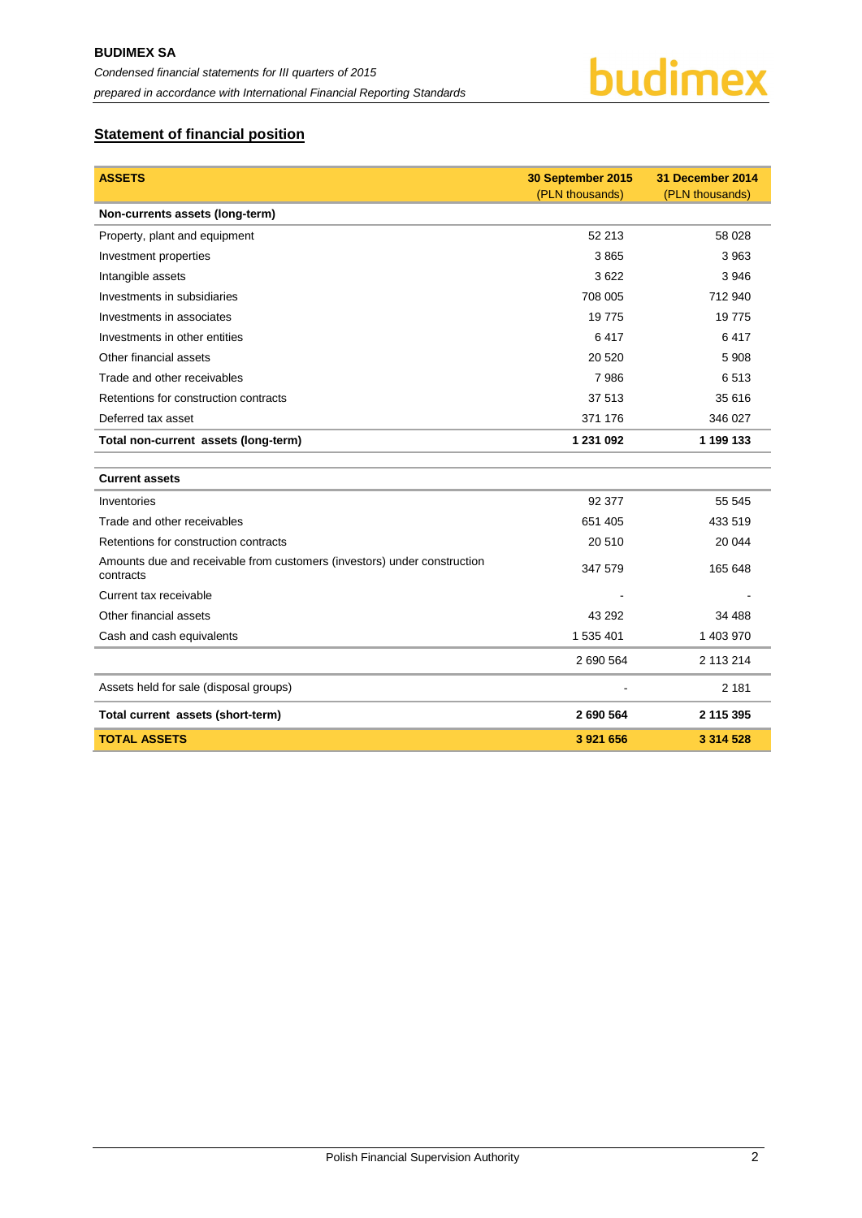## Statement of financial position

| ASSETS | 30 September 2015 (PLN thousands) | 31 December 2014 (PLN thousands) |
|---|---|---|
| **Non-currents assets (long-term)** | | |
| Property, plant and equipment | 52 213 | 58 028 |
| Investment properties | 3 865 | 3 963 |
| Intangible assets | 3 622 | 3 946 |
| Investments in subsidiaries | 708 005 | 712 940 |
| Investments in associates | 19 775 | 19 775 |
| Investments in other entities | 6 417 | 6 417 |
| Other financial assets | 20 520 | 5 908 |
| Trade and other receivables | 7 986 | 6 513 |
| Retentions for construction contracts | 37 513 | 35 616 |
| Deferred tax asset | 371 176 | 346 027 |
| **Total non-current assets (long-term)** | **1 231 092** | **1 199 133** |
| **Current assets** | | |
| Inventories | 92 377 | 55 545 |
| Trade and other receivables | 651 405 | 433 519 |
| Retentions for construction contracts | 20 510 | 20 044 |
| Amounts due and receivable from customers (investors) under construction contracts | 347 579 | 165 648 |
| Current tax receivable | - | - |
| Other financial assets | 43 292 | 34 488 |
| Cash and cash equivalents | 1 535 401 | 1 403 970 |
| | 2 690 564 | 2 113 214 |
| Assets held for sale (disposal groups) | - | 2 181 |
| **Total current assets (short-term)** | **2 690 564** | **2 115 395** |
| **TOTAL ASSETS** | **3 921 656** | **3 314 528** |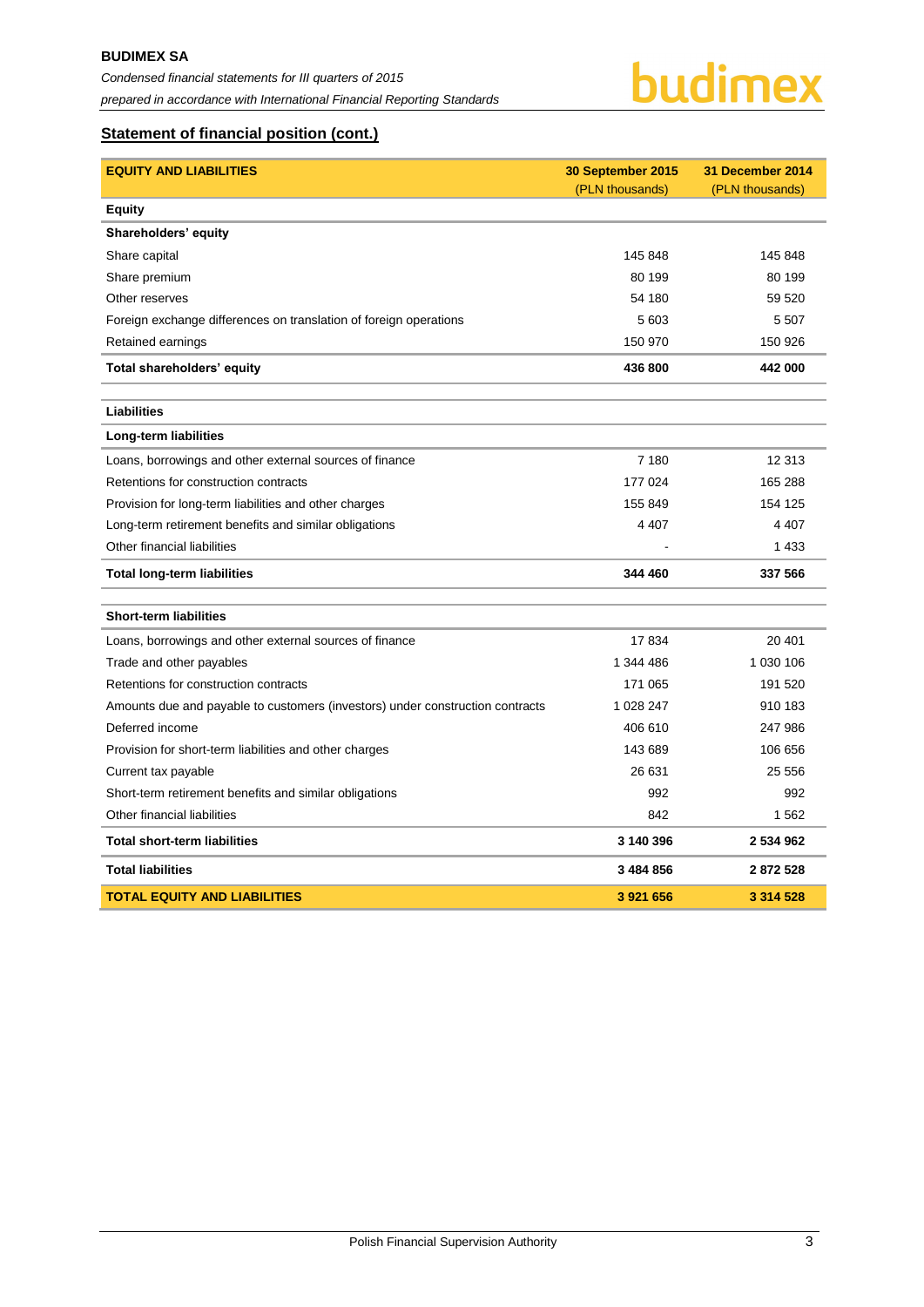## Statement of financial position (cont.)

| EQUITY AND LIABILITIES | 30 September 2015 (PLN thousands) | 31 December 2014 (PLN thousands) |
|---|---|---|
| **Equity** | | |
| **Shareholders' equity** | | |
| Share capital | 145 848 | 145 848 |
| Share premium | 80 199 | 80 199 |
| Other reserves | 54 180 | 59 520 |
| Foreign exchange differences on translation of foreign operations | 5 603 | 5 507 |
| Retained earnings | 150 970 | 150 926 |
| **Total shareholders' equity** | **436 800** | **442 000** |
| **Liabilities** | | |
| **Long-term liabilities** | | |
| Loans, borrowings and other external sources of finance | 7 180 | 12 313 |
| Retentions for construction contracts | 177 024 | 165 288 |
| Provision for long-term liabilities and other charges | 155 849 | 154 125 |
| Long-term retirement benefits and similar obligations | 4 407 | 4 407 |
| Other financial liabilities | - | 1 433 |
| **Total long-term liabilities** | **344 460** | **337 566** |
| **Short-term liabilities** | | |
| Loans, borrowings and other external sources of finance | 17 834 | 20 401 |
| Trade and other payables | 1 344 486 | 1 030 106 |
| Retentions for construction contracts | 171 065 | 191 520 |
| Amounts due and payable to customers (investors) under construction contracts | 1 028 247 | 910 183 |
| Deferred income | 406 610 | 247 986 |
| Provision for short-term liabilities and other charges | 143 689 | 106 656 |
| Current tax payable | 26 631 | 25 556 |
| Short-term retirement benefits and similar obligations | 992 | 992 |
| Other financial liabilities | 842 | 1 562 |
| **Total short-term liabilities** | **3 140 396** | **2 534 962** |
| **Total liabilities** | **3 484 856** | **2 872 528** |
| **TOTAL EQUITY AND LIABILITIES** | **3 921 656** | **3 314 528** |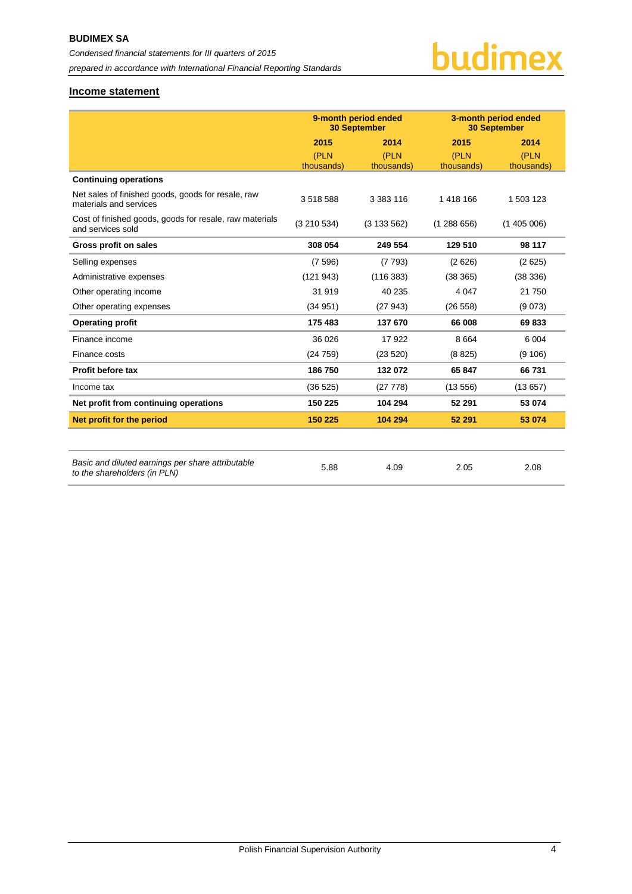## Income statement

| | 9-month period ended 30 September | | 3-month period ended 30 September | |
|---|---|---|---|---|
| | 2015 | 2014 | 2015 | 2014 |
| | (PLN thousands) | (PLN thousands) | (PLN thousands) | (PLN thousands) |
| **Continuing operations** | | | | |
| Net sales of finished goods, goods for resale, raw materials and services | 3 518 588 | 3 383 116 | 1 418 166 | 1 503 123 |
| Cost of finished goods, goods for resale, raw materials and services sold | (3 210 534) | (3 133 562) | (1 288 656) | (1 405 006) |
| **Gross profit on sales** | **308 054** | **249 554** | **129 510** | **98 117** |
| Selling expenses | (7 596) | (7 793) | (2 626) | (2 625) |
| Administrative expenses | (121 943) | (116 383) | (38 365) | (38 336) |
| Other operating income | 31 919 | 40 235 | 4 047 | 21 750 |
| Other operating expenses | (34 951) | (27 943) | (26 558) | (9 073) |
| **Operating profit** | **175 483** | **137 670** | **66 008** | **69 833** |
| Finance income | 36 026 | 17 922 | 8 664 | 6 004 |
| Finance costs | (24 759) | (23 520) | (8 825) | (9 106) |
| **Profit before tax** | **186 750** | **132 072** | **65 847** | **66 731** |
| Income tax | (36 525) | (27 778) | (13 556) | (13 657) |
| **Net profit from continuing operations** | **150 225** | **104 294** | **52 291** | **53 074** |
| **Net profit for the period** | **150 225** | **104 294** | **52 291** | **53 074** |

| | | | | |
|---|---|---|---|---|
| *Basic and diluted earnings per share attributable to the shareholders (in PLN)* | 5.88 | 4.09 | 2.05 | 2.08 |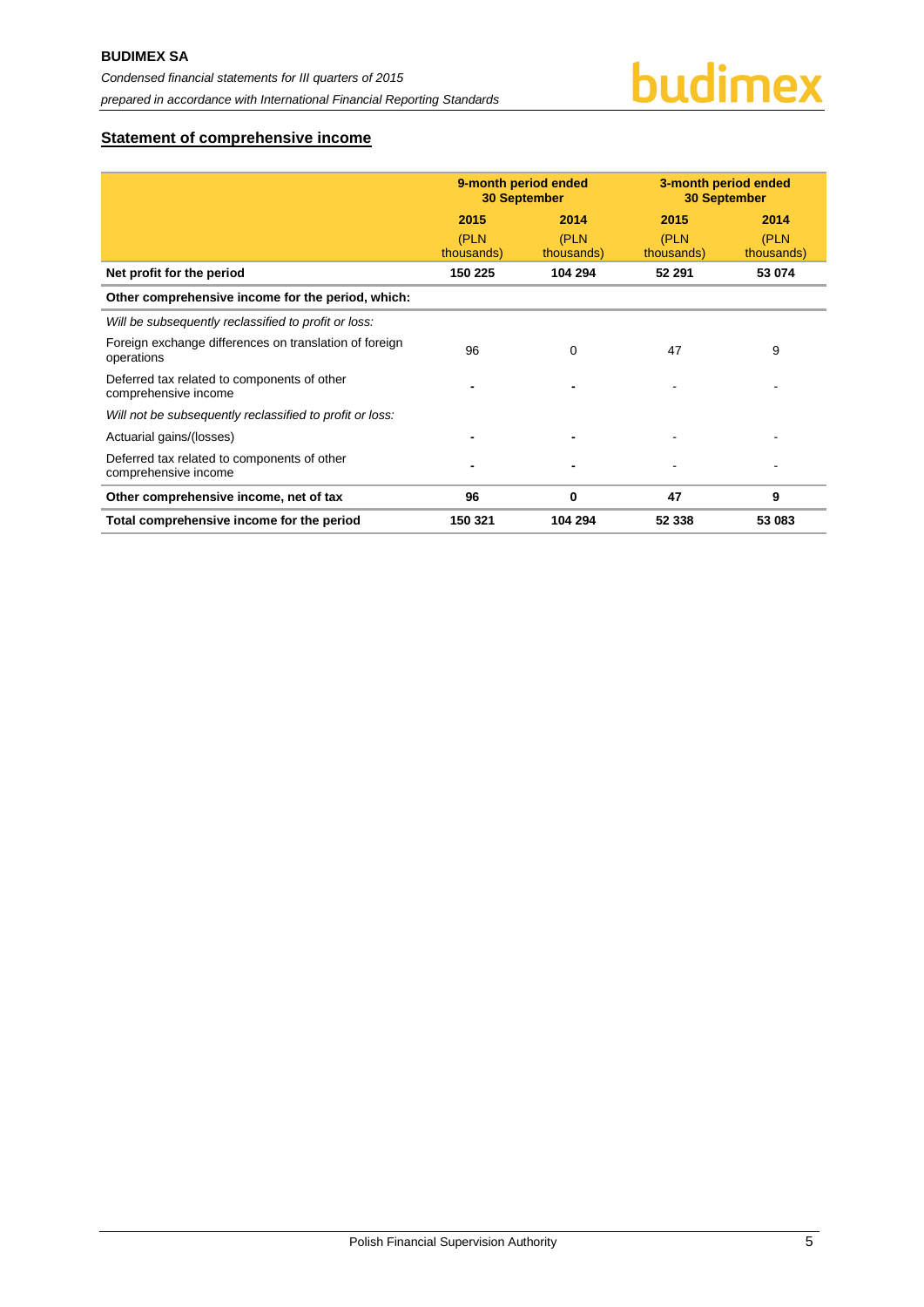## Statement of comprehensive income

| | 9-month period ended 30 September | | 3-month period ended 30 September | |
|---|---|---|---|---|
| | **2015** | **2014** | **2015** | **2014** |
| | (PLN thousands) | (PLN thousands) | (PLN thousands) | (PLN thousands) |
| **Net profit for the period** | **150 225** | **104 294** | **52 291** | **53 074** |
| **Other comprehensive income for the period, which:** | | | | |
| *Will be subsequently reclassified to profit or loss:* | | | | |
| Foreign exchange differences on translation of foreign operations | 96 | 0 | 47 | 9 |
| Deferred tax related to components of other comprehensive income | - | - | - | - |
| *Will not be subsequently reclassified to profit or loss:* | | | | |
| Actuarial gains/(losses) | - | - | - | - |
| Deferred tax related to components of other comprehensive income | - | - | - | - |
| **Other comprehensive income, net of tax** | **96** | **0** | **47** | **9** |
| **Total comprehensive income for the period** | **150 321** | **104 294** | **52 338** | **53 083** |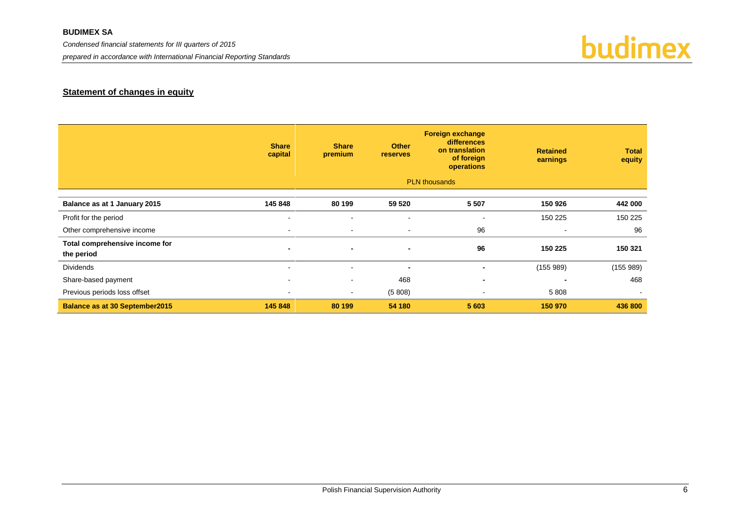## Statement of changes in equity

| | Share capital | Share premium | Other reserves | Foreign exchange differences on translation of foreign operations | Retained earnings | Total equity |
|---|---|---|---|---|---|---|
| | | PLN thousands | | | | |
| **Balance as at 1 January 2015** | **145 848** | **80 199** | **59 520** | **5 507** | **150 926** | **442 000** |
| Profit for the period | - | - | - | - | 150 225 | 150 225 |
| Other comprehensive income | - | - | - | 96 | - | 96 |
| **Total comprehensive income for the period** | **-** | **-** | **-** | **96** | **150 225** | **150 321** |
| Dividends | - | - | - | - | (155 989) | (155 989) |
| Share-based payment | - | - | 468 | - | - | 468 |
| Previous periods loss offset | - | - | (5 808) | - | 5 808 | - |
| **Balance as at 30 September2015** | **145 848** | **80 199** | **54 180** | **5 603** | **150 970** | **436 800** |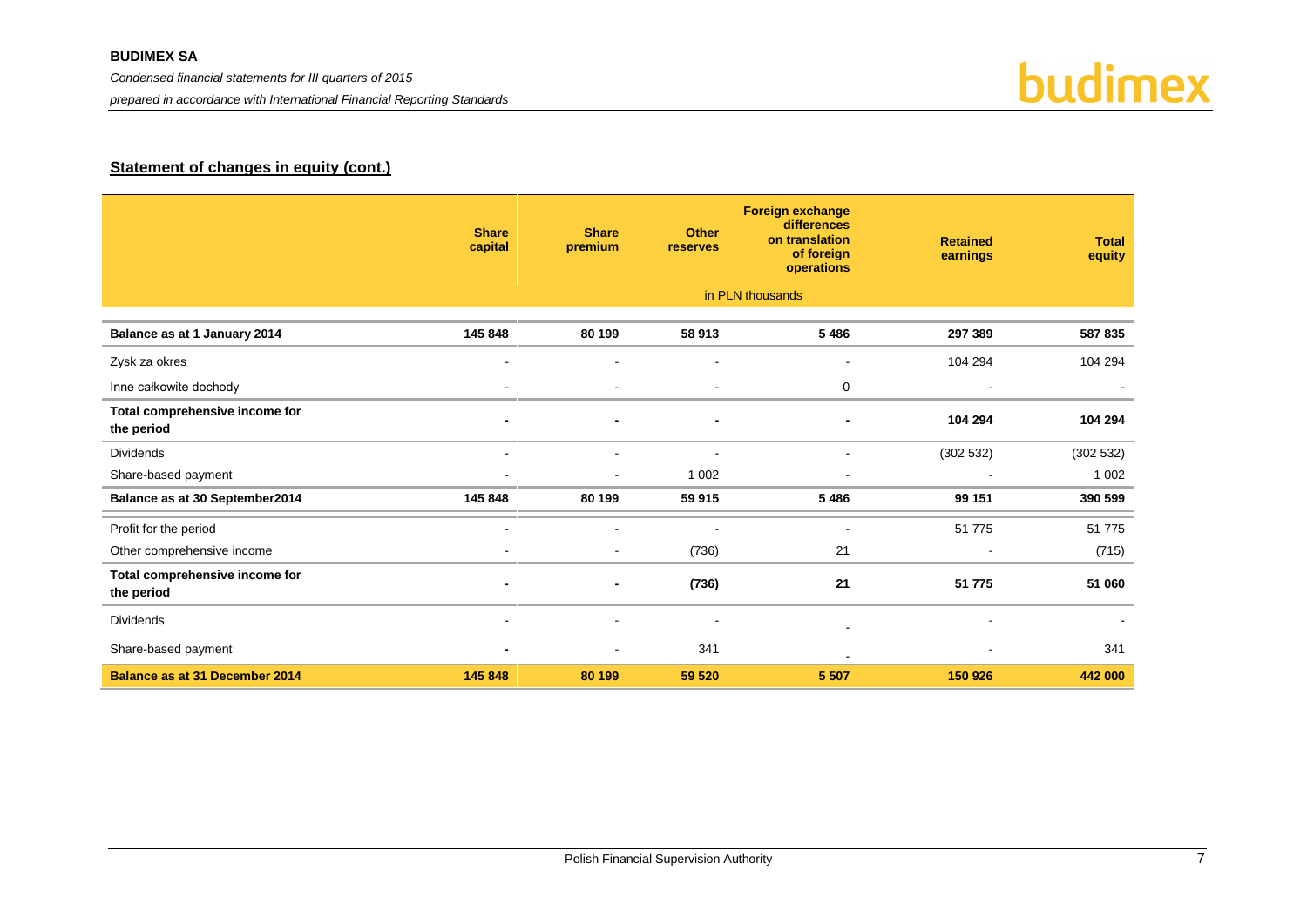## Statement of changes in equity (cont.)

| | Share capital | Share premium | Other reserves | Foreign exchange differences on translation of foreign operations | Retained earnings | Total equity |
|---|---|---|---|---|---|---|
| | in PLN thousands | | | | | |
| **Balance as at 1 January 2014** | **145 848** | **80 199** | **58 913** | **5 486** | **297 389** | **587 835** |
| Zysk za okres | - | - | - | - | 104 294 | 104 294 |
| Inne całkowite dochody | - | - | - | 0 | - | - |
| **Total comprehensive income for the period** | **-** | **-** | **-** | **-** | **104 294** | **104 294** |
| Dividends | - | - | - | - | (302 532) | (302 532) |
| Share-based payment | - | - | 1 002 | - | - | 1 002 |
| **Balance as at 30 September2014** | **145 848** | **80 199** | **59 915** | **5 486** | **99 151** | **390 599** |
| Profit for the period | - | - | - | - | 51 775 | 51 775 |
| Other comprehensive income | - | - | (736) | 21 | - | (715) |
| **Total comprehensive income for the period** | **-** | **-** | **(736)** | **21** | **51 775** | **51 060** |
| Dividends | - | - | - | - | - | - |
| Share-based payment | - | - | 341 | - | - | 341 |
| **Balance as at 31 December 2014** | **145 848** | **80 199** | **59 520** | **5 507** | **150 926** | **442 000** |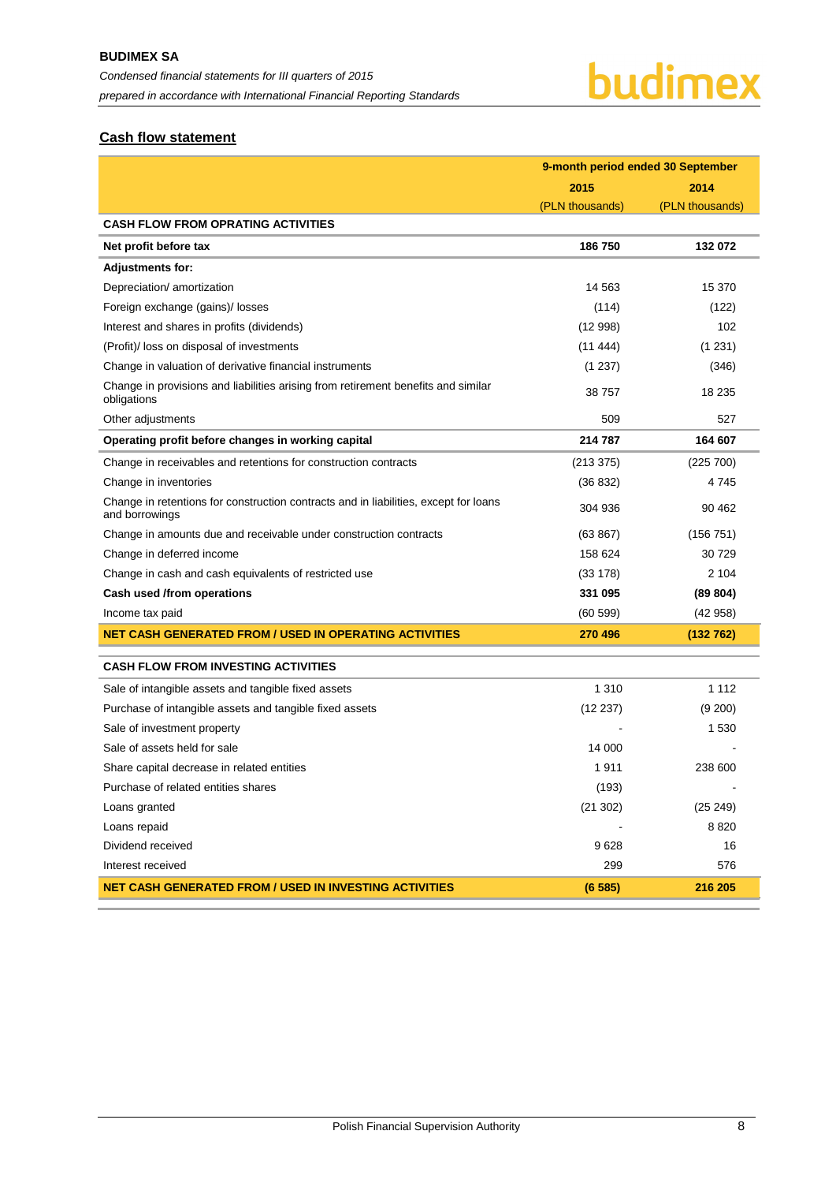## Cash flow statement

| | 9-month period ended 30 September | |
|---|---|---|
| | 2015 | 2014 |
| | (PLN thousands) | (PLN thousands) |
| **CASH FLOW FROM OPRATING ACTIVITIES** | | |
| **Net profit before tax** | **186 750** | **132 072** |
| **Adjustments for:** | | |
| Depreciation/ amortization | 14 563 | 15 370 |
| Foreign exchange (gains)/ losses | (114) | (122) |
| Interest and shares in profits (dividends) | (12 998) | 102 |
| (Profit)/ loss on disposal of investments | (11 444) | (1 231) |
| Change in valuation of derivative financial instruments | (1 237) | (346) |
| Change in provisions and liabilities arising from retirement benefits and similar obligations | 38 757 | 18 235 |
| Other adjustments | 509 | 527 |
| **Operating profit before changes in working capital** | **214 787** | **164 607** |
| Change in receivables and retentions for construction contracts | (213 375) | (225 700) |
| Change in inventories | (36 832) | 4 745 |
| Change in retentions for construction contracts and in liabilities, except for loans and borrowings | 304 936 | 90 462 |
| Change in amounts due and receivable under construction contracts | (63 867) | (156 751) |
| Change in deferred income | 158 624 | 30 729 |
| Change in cash and cash equivalents of restricted use | (33 178) | 2 104 |
| **Cash used /from operations** | **331 095** | **(89 804)** |
| Income tax paid | (60 599) | (42 958) |
| **NET CASH GENERATED FROM / USED IN OPERATING ACTIVITIES** | **270 496** | **(132 762)** |
| **CASH FLOW FROM INVESTING ACTIVITIES** | | |
| Sale of intangible assets and tangible fixed assets | 1 310 | 1 112 |
| Purchase of intangible assets and tangible fixed assets | (12 237) | (9 200) |
| Sale of investment property | - | 1 530 |
| Sale of assets held for sale | 14 000 | - |
| Share capital decrease in related entities | 1 911 | 238 600 |
| Purchase of related entities shares | (193) | - |
| Loans granted | (21 302) | (25 249) |
| Loans repaid | - | 8 820 |
| Dividend received | 9 628 | 16 |
| Interest received | 299 | 576 |
| **NET CASH GENERATED FROM / USED IN INVESTING ACTIVITIES** | **(6 585)** | **216 205** |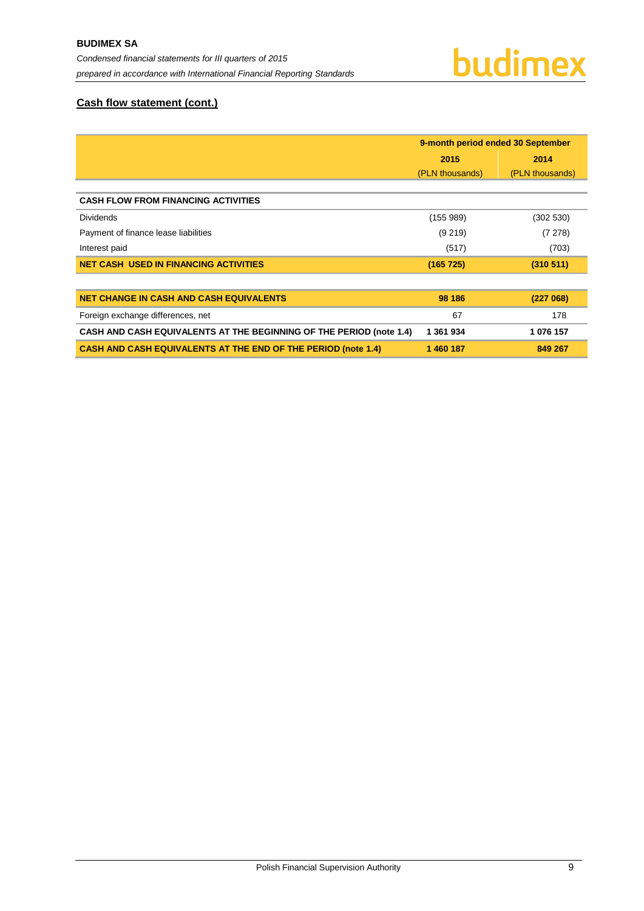## Cash flow statement (cont.)

| | 9-month period ended 30 September | |
|---|---|---|
| | 2015 | 2014 |
| | (PLN thousands) | (PLN thousands) |
| **CASH FLOW FROM FINANCING ACTIVITIES** | | |
| Dividends | (155 989) | (302 530) |
| Payment of finance lease liabilities | (9 219) | (7 278) |
| Interest paid | (517) | (703) |
| **NET CASH USED IN FINANCING ACTIVITIES** | **(165 725)** | **(310 511)** |
| **NET CHANGE IN CASH AND CASH EQUIVALENTS** | **98 186** | **(227 068)** |
| Foreign exchange differences, net | 67 | 178 |
| **CASH AND CASH EQUIVALENTS AT THE BEGINNING OF THE PERIOD (note 1.4)** | **1 361 934** | **1 076 157** |
| **CASH AND CASH EQUIVALENTS AT THE END OF THE PERIOD (note 1.4)** | **1 460 187** | **849 267** |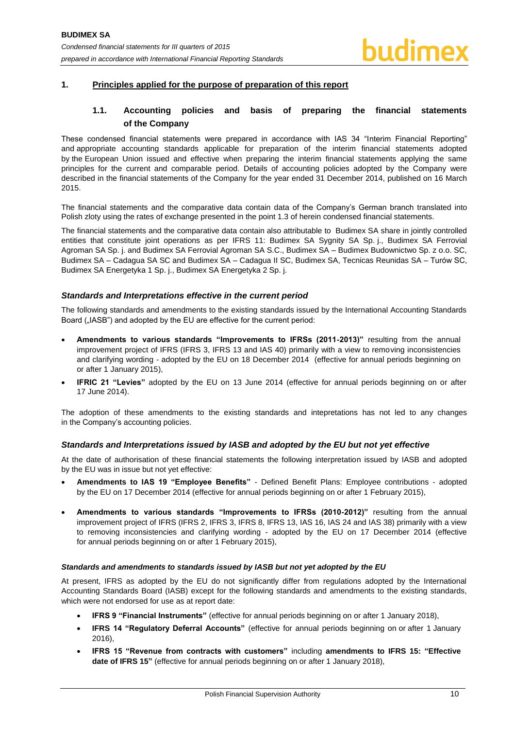## 1. Principles applied for the purpose of preparation of this report

### 1.1. Accounting policies and basis of preparing the financial statements of the Company

These condensed financial statements were prepared in accordance with IAS 34 "Interim Financial Reporting" and appropriate accounting standards applicable for preparation of the interim financial statements adopted by the European Union issued and effective when preparing the interim financial statements applying the same principles for the current and comparable period. Details of accounting policies adopted by the Company were described in the financial statements of the Company for the year ended 31 December 2014, published on 16 March 2015.

The financial statements and the comparative data contain data of the Company's German branch translated into Polish zloty using the rates of exchange presented in the point 1.3 of herein condensed financial statements.

The financial statements and the comparative data contain also attributable to Budimex SA share in jointly controlled entities that constitute joint operations as per IFRS 11: Budimex SA Sygnity SA Sp. j., Budimex SA Ferrovial Agroman SA Sp. j. and Budimex SA Ferrovial Agroman SA S.C., Budimex SA – Budimex Budownictwo Sp. z o.o. SC, Budimex SA – Cadagua SA SC and Budimex SA – Cadagua II SC, Budimex SA, Tecnicas Reunidas SA – Turów SC, Budimex SA Energetyka 1 Sp. j., Budimex SA Energetyka 2 Sp. j.

#### *Standards and Interpretations effective in the current period*

The following standards and amendments to the existing standards issued by the International Accounting Standards Board („IASB") and adopted by the EU are effective for the current period:

- **Amendments to various standards "Improvements to IFRSs (2011-2013)"** resulting from the annual improvement project of IFRS (IFRS 3, IFRS 13 and IAS 40) primarily with a view to removing inconsistencies and clarifying wording - adopted by the EU on 18 December 2014 (effective for annual periods beginning on or after 1 January 2015),
- **IFRIC 21 "Levies"** adopted by the EU on 13 June 2014 (effective for annual periods beginning on or after 17 June 2014).

The adoption of these amendments to the existing standards and intepretations has not led to any changes in the Company's accounting policies.

#### *Standards and Interpretations issued by IASB and adopted by the EU but not yet effective*

At the date of authorisation of these financial statements the following interpretation issued by IASB and adopted by the EU was in issue but not yet effective:

- **Amendments to IAS 19 "Employee Benefits"** - Defined Benefit Plans: Employee contributions - adopted by the EU on 17 December 2014 (effective for annual periods beginning on or after 1 February 2015),
- **Amendments to various standards "Improvements to IFRSs (2010-2012)"** resulting from the annual improvement project of IFRS (IFRS 2, IFRS 3, IFRS 8, IFRS 13, IAS 16, IAS 24 and IAS 38) primarily with a view to removing inconsistencies and clarifying wording - adopted by the EU on 17 December 2014 (effective for annual periods beginning on or after 1 February 2015),

#### *Standards and amendments to standards issued by IASB but not yet adopted by the EU*

At present, IFRS as adopted by the EU do not significantly differ from regulations adopted by the International Accounting Standards Board (IASB) except for the following standards and amendments to the existing standards, which were not endorsed for use as at report date:

- **IFRS 9 "Financial Instruments"** (effective for annual periods beginning on or after 1 January 2018),
- **IFRS 14 "Regulatory Deferral Accounts"** (effective for annual periods beginning on or after 1 January 2016),
- **IFRS 15 "Revenue from contracts with customers"** including **amendments to IFRS 15: "Effective date of IFRS 15"** (effective for annual periods beginning on or after 1 January 2018),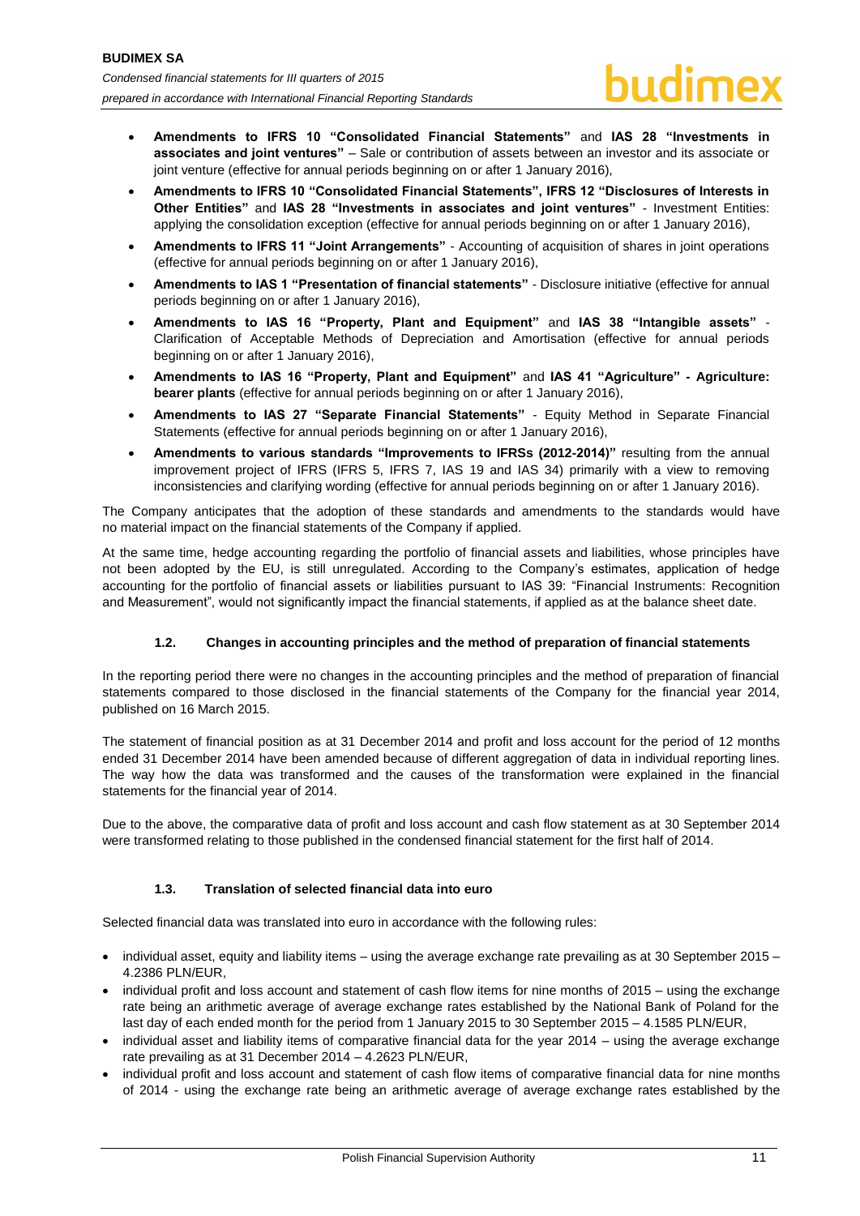- **Amendments to IFRS 10 "Consolidated Financial Statements"** and **IAS 28 "Investments in associates and joint ventures"** – Sale or contribution of assets between an investor and its associate or joint venture (effective for annual periods beginning on or after 1 January 2016),
- **Amendments to IFRS 10 "Consolidated Financial Statements", IFRS 12 "Disclosures of Interests in Other Entities"** and **IAS 28 "Investments in associates and joint ventures"** - Investment Entities: applying the consolidation exception (effective for annual periods beginning on or after 1 January 2016),
- **Amendments to IFRS 11 "Joint Arrangements"** - Accounting of acquisition of shares in joint operations (effective for annual periods beginning on or after 1 January 2016),
- **Amendments to IAS 1 "Presentation of financial statements"** - Disclosure initiative (effective for annual periods beginning on or after 1 January 2016),
- **Amendments to IAS 16 "Property, Plant and Equipment"** and **IAS 38 "Intangible assets"** - Clarification of Acceptable Methods of Depreciation and Amortisation (effective for annual periods beginning on or after 1 January 2016),
- **Amendments to IAS 16 "Property, Plant and Equipment"** and **IAS 41 "Agriculture" - Agriculture: bearer plants** (effective for annual periods beginning on or after 1 January 2016),
- **Amendments to IAS 27 "Separate Financial Statements"** - Equity Method in Separate Financial Statements (effective for annual periods beginning on or after 1 January 2016),
- **Amendments to various standards "Improvements to IFRSs (2012-2014)"** resulting from the annual improvement project of IFRS (IFRS 5, IFRS 7, IAS 19 and IAS 34) primarily with a view to removing inconsistencies and clarifying wording (effective for annual periods beginning on or after 1 January 2016).

The Company anticipates that the adoption of these standards and amendments to the standards would have no material impact on the financial statements of the Company if applied.

At the same time, hedge accounting regarding the portfolio of financial assets and liabilities, whose principles have not been adopted by the EU, is still unregulated. According to the Company's estimates, application of hedge accounting for the portfolio of financial assets or liabilities pursuant to IAS 39: "Financial Instruments: Recognition and Measurement", would not significantly impact the financial statements, if applied as at the balance sheet date.

### 1.2. Changes in accounting principles and the method of preparation of financial statements

In the reporting period there were no changes in the accounting principles and the method of preparation of financial statements compared to those disclosed in the financial statements of the Company for the financial year 2014, published on 16 March 2015.

The statement of financial position as at 31 December 2014 and profit and loss account for the period of 12 months ended 31 December 2014 have been amended because of different aggregation of data in individual reporting lines. The way how the data was transformed and the causes of the transformation were explained in the financial statements for the financial year of 2014.

Due to the above, the comparative data of profit and loss account and cash flow statement as at 30 September 2014 were transformed relating to those published in the condensed financial statement for the first half of 2014.

### 1.3. Translation of selected financial data into euro

Selected financial data was translated into euro in accordance with the following rules:

- individual asset, equity and liability items – using the average exchange rate prevailing as at 30 September 2015 – 4.2386 PLN/EUR,
- individual profit and loss account and statement of cash flow items for nine months of 2015 – using the exchange rate being an arithmetic average of average exchange rates established by the National Bank of Poland for the last day of each ended month for the period from 1 January 2015 to 30 September 2015 – 4.1585 PLN/EUR,
- individual asset and liability items of comparative financial data for the year 2014 – using the average exchange rate prevailing as at 31 December 2014 – 4.2623 PLN/EUR,
- individual profit and loss account and statement of cash flow items of comparative financial data for nine months of 2014 - using the exchange rate being an arithmetic average of average exchange rates established by the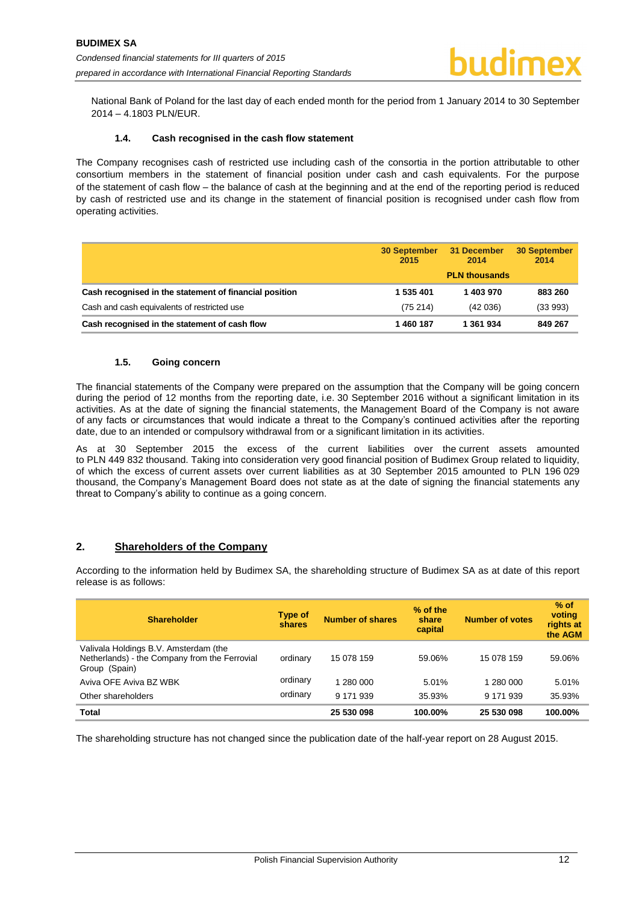National Bank of Poland for the last day of each ended month for the period from 1 January 2014 to 30 September 2014 – 4.1803 PLN/EUR.

### 1.4. Cash recognised in the cash flow statement

The Company recognises cash of restricted use including cash of the consortia in the portion attributable to other consortium members in the statement of financial position under cash and cash equivalents. For the purpose of the statement of cash flow – the balance of cash at the beginning and at the end of the reporting period is reduced by cash of restricted use and its change in the statement of financial position is recognised under cash flow from operating activities.

| | 30 September 2015 | 31 December 2014 | 30 September 2014 |
|---|---|---|---|
| | | PLN thousands | |
| **Cash recognised in the statement of financial position** | **1 535 401** | **1 403 970** | **883 260** |
| Cash and cash equivalents of restricted use | (75 214) | (42 036) | (33 993) |
| **Cash recognised in the statement of cash flow** | **1 460 187** | **1 361 934** | **849 267** |

### 1.5. Going concern

The financial statements of the Company were prepared on the assumption that the Company will be going concern during the period of 12 months from the reporting date, i.e. 30 September 2016 without a significant limitation in its activities. As at the date of signing the financial statements, the Management Board of the Company is not aware of any facts or circumstances that would indicate a threat to the Company's continued activities after the reporting date, due to an intended or compulsory withdrawal from or a significant limitation in its activities.

As at 30 September 2015 the excess of the current liabilities over the current assets amounted to PLN 449 832 thousand. Taking into consideration very good financial position of Budimex Group related to liquidity, of which the excess of current assets over current liabilities as at 30 September 2015 amounted to PLN 196 029 thousand, the Company's Management Board does not state as at the date of signing the financial statements any threat to Company's ability to continue as a going concern.

## 2. Shareholders of the Company

According to the information held by Budimex SA, the shareholding structure of Budimex SA as at date of this report release is as follows:

| Shareholder | Type of shares | Number of shares | % of the share capital | Number of votes | % of voting rights at the AGM |
|---|---|---|---|---|---|
| Valivala Holdings B.V. Amsterdam (the Netherlands) - the Company from the Ferrovial Group (Spain) | ordinary | 15 078 159 | 59.06% | 15 078 159 | 59.06% |
| Aviva OFE Aviva BZ WBK | ordinary | 1 280 000 | 5.01% | 1 280 000 | 5.01% |
| Other shareholders | ordinary | 9 171 939 | 35.93% | 9 171 939 | 35.93% |
| **Total** | | **25 530 098** | **100.00%** | **25 530 098** | **100.00%** |

The shareholding structure has not changed since the publication date of the half-year report on 28 August 2015.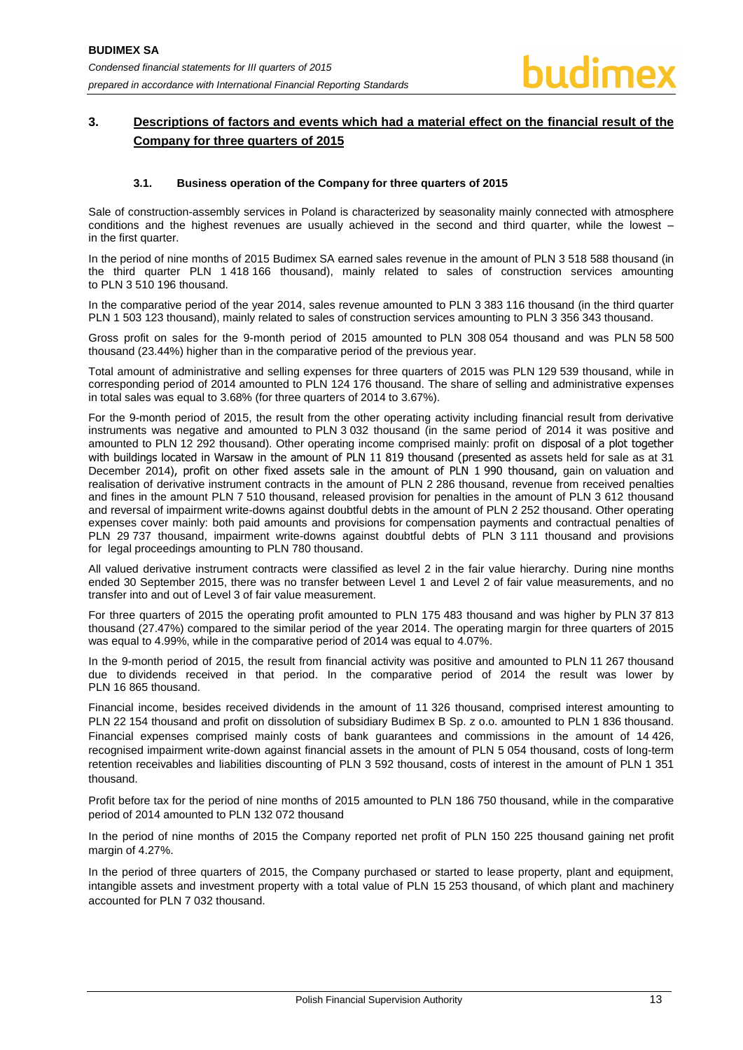## 3. Descriptions of factors and events which had a material effect on the financial result of the Company for three quarters of 2015

### 3.1. Business operation of the Company for three quarters of 2015

Sale of construction-assembly services in Poland is characterized by seasonality mainly connected with atmosphere conditions and the highest revenues are usually achieved in the second and third quarter, while the lowest – in the first quarter.

In the period of nine months of 2015 Budimex SA earned sales revenue in the amount of PLN 3 518 588 thousand (in the third quarter PLN 1 418 166 thousand), mainly related to sales of construction services amounting to PLN 3 510 196 thousand.

In the comparative period of the year 2014, sales revenue amounted to PLN 3 383 116 thousand (in the third quarter PLN 1 503 123 thousand), mainly related to sales of construction services amounting to PLN 3 356 343 thousand.

Gross profit on sales for the 9-month period of 2015 amounted to PLN 308 054 thousand and was PLN 58 500 thousand (23.44%) higher than in the comparative period of the previous year.

Total amount of administrative and selling expenses for three quarters of 2015 was PLN 129 539 thousand, while in corresponding period of 2014 amounted to PLN 124 176 thousand. The share of selling and administrative expenses in total sales was equal to 3.68% (for three quarters of 2014 to 3.67%).

For the 9-month period of 2015, the result from the other operating activity including financial result from derivative instruments was negative and amounted to PLN 3 032 thousand (in the same period of 2014 it was positive and amounted to PLN 12 292 thousand). Other operating income comprised mainly: profit on disposal of a plot together with buildings located in Warsaw in the amount of PLN 11 819 thousand (presented as assets held for sale as at 31 December 2014), profit on other fixed assets sale in the amount of PLN 1 990 thousand, gain on valuation and realisation of derivative instrument contracts in the amount of PLN 2 286 thousand, revenue from received penalties and fines in the amount PLN 7 510 thousand, released provision for penalties in the amount of PLN 3 612 thousand and reversal of impairment write-downs against doubtful debts in the amount of PLN 2 252 thousand. Other operating expenses cover mainly: both paid amounts and provisions for compensation payments and contractual penalties of PLN 29 737 thousand, impairment write-downs against doubtful debts of PLN 3 111 thousand and provisions for legal proceedings amounting to PLN 780 thousand.

All valued derivative instrument contracts were classified as level 2 in the fair value hierarchy. During nine months ended 30 September 2015, there was no transfer between Level 1 and Level 2 of fair value measurements, and no transfer into and out of Level 3 of fair value measurement.

For three quarters of 2015 the operating profit amounted to PLN 175 483 thousand and was higher by PLN 37 813 thousand (27.47%) compared to the similar period of the year 2014. The operating margin for three quarters of 2015 was equal to 4.99%, while in the comparative period of 2014 was equal to 4.07%.

In the 9-month period of 2015, the result from financial activity was positive and amounted to PLN 11 267 thousand due to dividends received in that period. In the comparative period of 2014 the result was lower by PLN 16 865 thousand.

Financial income, besides received dividends in the amount of 11 326 thousand, comprised interest amounting to PLN 22 154 thousand and profit on dissolution of subsidiary Budimex B Sp. z o.o. amounted to PLN 1 836 thousand. Financial expenses comprised mainly costs of bank guarantees and commissions in the amount of 14 426, recognised impairment write-down against financial assets in the amount of PLN 5 054 thousand, costs of long-term retention receivables and liabilities discounting of PLN 3 592 thousand, costs of interest in the amount of PLN 1 351 thousand.

Profit before tax for the period of nine months of 2015 amounted to PLN 186 750 thousand, while in the comparative period of 2014 amounted to PLN 132 072 thousand

In the period of nine months of 2015 the Company reported net profit of PLN 150 225 thousand gaining net profit margin of 4.27%.

In the period of three quarters of 2015, the Company purchased or started to lease property, plant and equipment, intangible assets and investment property with a total value of PLN 15 253 thousand, of which plant and machinery accounted for PLN 7 032 thousand.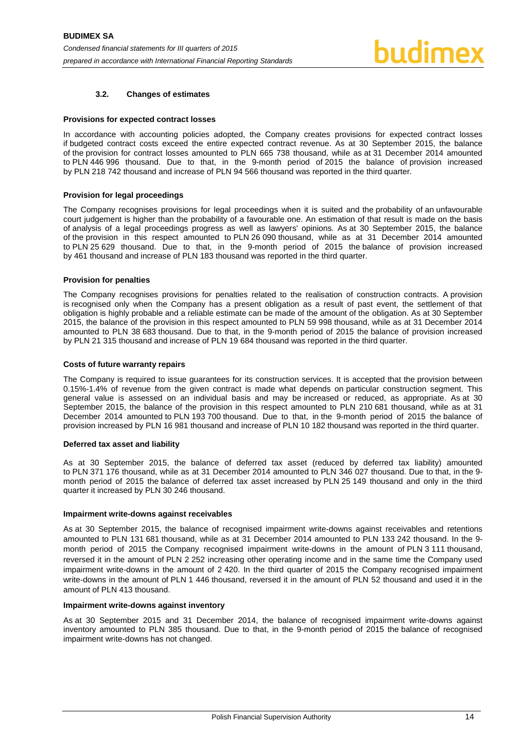### 3.2. Changes of estimates

**Provisions for expected contract losses**

In accordance with accounting policies adopted, the Company creates provisions for expected contract losses if budgeted contract costs exceed the entire expected contract revenue. As at 30 September 2015, the balance of the provision for contract losses amounted to PLN 665 738 thousand, while as at 31 December 2014 amounted to PLN 446 996 thousand. Due to that, in the 9-month period of 2015 the balance of provision increased by PLN 218 742 thousand and increase of PLN 94 566 thousand was reported in the third quarter.

**Provision for legal proceedings**

The Company recognises provisions for legal proceedings when it is suited and the probability of an unfavourable court judgement is higher than the probability of a favourable one. An estimation of that result is made on the basis of analysis of a legal proceedings progress as well as lawyers' opinions. As at 30 September 2015, the balance of the provision in this respect amounted to PLN 26 090 thousand, while as at 31 December 2014 amounted to PLN 25 629 thousand. Due to that, in the 9-month period of 2015 the balance of provision increased by 461 thousand and increase of PLN 183 thousand was reported in the third quarter.

**Provision for penalties**

The Company recognises provisions for penalties related to the realisation of construction contracts. A provision is recognised only when the Company has a present obligation as a result of past event, the settlement of that obligation is highly probable and a reliable estimate can be made of the amount of the obligation. As at 30 September 2015, the balance of the provision in this respect amounted to PLN 59 998 thousand, while as at 31 December 2014 amounted to PLN 38 683 thousand. Due to that, in the 9-month period of 2015 the balance of provision increased by PLN 21 315 thousand and increase of PLN 19 684 thousand was reported in the third quarter.

**Costs of future warranty repairs**

The Company is required to issue guarantees for its construction services. It is accepted that the provision between 0.15%-1.4% of revenue from the given contract is made what depends on particular construction segment. This general value is assessed on an individual basis and may be increased or reduced, as appropriate. As at 30 September 2015, the balance of the provision in this respect amounted to PLN 210 681 thousand, while as at 31 December 2014 amounted to PLN 193 700 thousand. Due to that, in the 9-month period of 2015 the balance of provision increased by PLN 16 981 thousand and increase of PLN 10 182 thousand was reported in the third quarter.

**Deferred tax asset and liability**

As at 30 September 2015, the balance of deferred tax asset (reduced by deferred tax liability) amounted to PLN 371 176 thousand, while as at 31 December 2014 amounted to PLN 346 027 thousand. Due to that, in the 9-month period of 2015 the balance of deferred tax asset increased by PLN 25 149 thousand and only in the third quarter it increased by PLN 30 246 thousand.

**Impairment write-downs against receivables**

As at 30 September 2015, the balance of recognised impairment write-downs against receivables and retentions amounted to PLN 131 681 thousand, while as at 31 December 2014 amounted to PLN 133 242 thousand. In the 9-month period of 2015 the Company recognised impairment write-downs in the amount of PLN 3 111 thousand, reversed it in the amount of PLN 2 252 increasing other operating income and in the same time the Company used impairment write-downs in the amount of 2 420. In the third quarter of 2015 the Company recognised impairment write-downs in the amount of PLN 1 446 thousand, reversed it in the amount of PLN 52 thousand and used it in the amount of PLN 413 thousand.

**Impairment write-downs against inventory**

As at 30 September 2015 and 31 December 2014, the balance of recognised impairment write-downs against inventory amounted to PLN 385 thousand. Due to that, in the 9-month period of 2015 the balance of recognised impairment write-downs has not changed.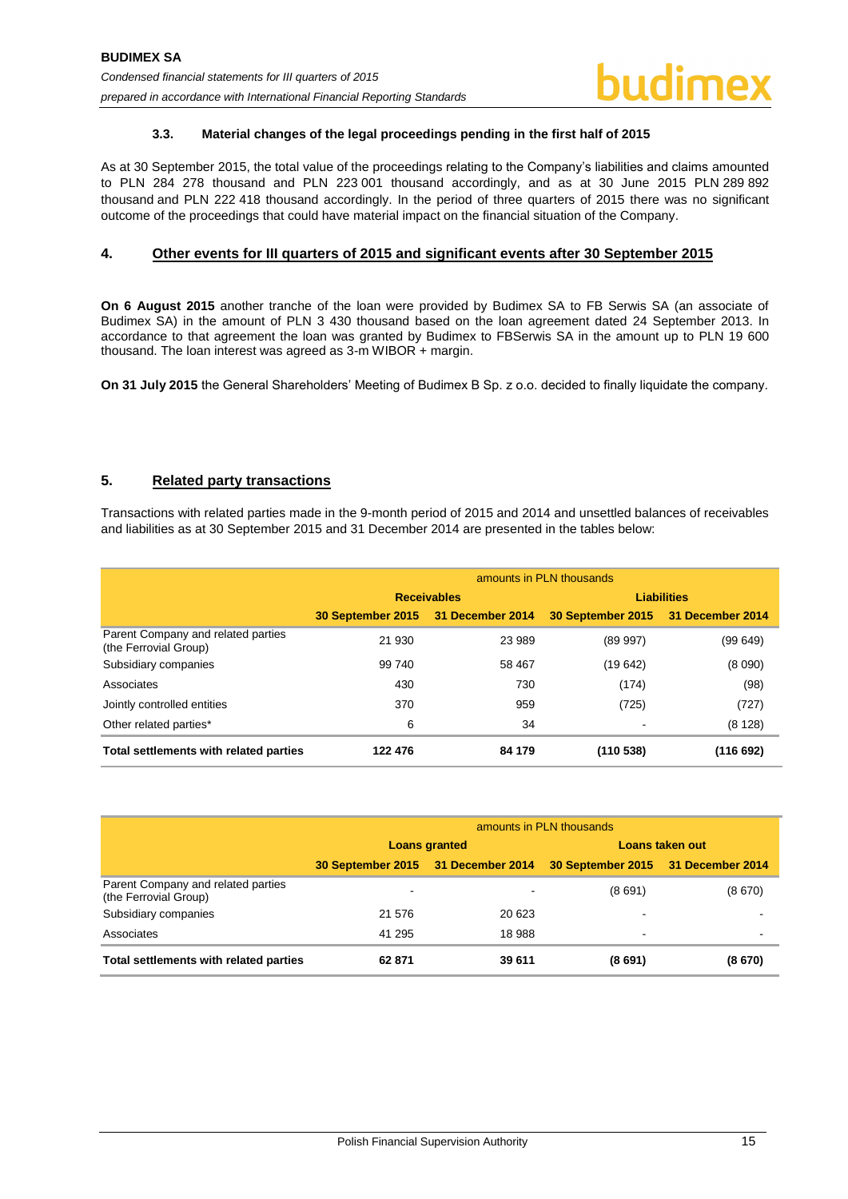### 3.3. Material changes of the legal proceedings pending in the first half of 2015

As at 30 September 2015, the total value of the proceedings relating to the Company's liabilities and claims amounted to PLN 284 278 thousand and PLN 223 001 thousand accordingly, and as at 30 June 2015 PLN 289 892 thousand and PLN 222 418 thousand accordingly. In the period of three quarters of 2015 there was no significant outcome of the proceedings that could have material impact on the financial situation of the Company.

## 4. Other events for III quarters of 2015 and significant events after 30 September 2015

**On 6 August 2015** another tranche of the loan were provided by Budimex SA to FB Serwis SA (an associate of Budimex SA) in the amount of PLN 3 430 thousand based on the loan agreement dated 24 September 2013. In accordance to that agreement the loan was granted by Budimex to FBSerwis SA in the amount up to PLN 19 600 thousand. The loan interest was agreed as 3-m WIBOR + margin.

**On 31 July 2015** the General Shareholders' Meeting of Budimex B Sp. z o.o. decided to finally liquidate the company.

## 5. Related party transactions

Transactions with related parties made in the 9-month period of 2015 and 2014 and unsettled balances of receivables and liabilities as at 30 September 2015 and 31 December 2014 are presented in the tables below:

| | amounts in PLN thousands | | | |
|---|---|---|---|---|
| | Receivables | | Liabilities | |
| | 30 September 2015 | 31 December 2014 | 30 September 2015 | 31 December 2014 |
| Parent Company and related parties (the Ferrovial Group) | 21 930 | 23 989 | (89 997) | (99 649) |
| Subsidiary companies | 99 740 | 58 467 | (19 642) | (8 090) |
| Associates | 430 | 730 | (174) | (98) |
| Jointly controlled entities | 370 | 959 | (725) | (727) |
| Other related parties* | 6 | 34 | - | (8 128) |
| **Total settlements with related parties** | **122 476** | **84 179** | **(110 538)** | **(116 692)** |

| | amounts in PLN thousands | | | |
|---|---|---|---|---|
| | Loans granted | | Loans taken out | |
| | 30 September 2015 | 31 December 2014 | 30 September 2015 | 31 December 2014 |
| Parent Company and related parties (the Ferrovial Group) | - | - | (8 691) | (8 670) |
| Subsidiary companies | 21 576 | 20 623 | - | - |
| Associates | 41 295 | 18 988 | - | - |
| **Total settlements with related parties** | **62 871** | **39 611** | **(8 691)** | **(8 670)** |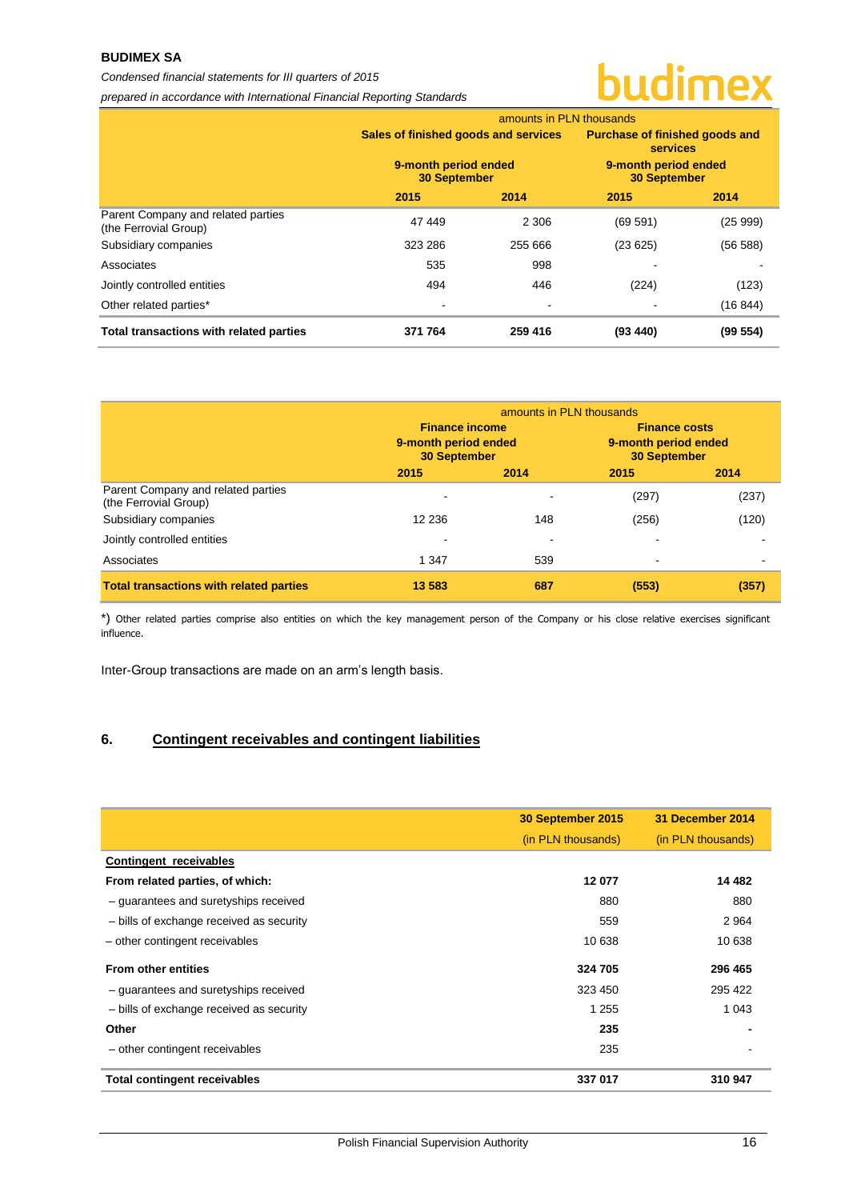| | amounts in PLN thousands | | | |
|---|---|---|---|---|
| | Sales of finished goods and services | | Purchase of finished goods and services | |
| | 9-month period ended 30 September | | 9-month period ended 30 September | |
| | 2015 | 2014 | 2015 | 2014 |
| Parent Company and related parties (the Ferrovial Group) | 47 449 | 2 306 | (69 591) | (25 999) |
| Subsidiary companies | 323 286 | 255 666 | (23 625) | (56 588) |
| Associates | 535 | 998 | - | - |
| Jointly controlled entities | 494 | 446 | (224) | (123) |
| Other related parties* | - | - | - | (16 844) |
| **Total transactions with related parties** | **371 764** | **259 416** | **(93 440)** | **(99 554)** |

| | amounts in PLN thousands | | | |
|---|---|---|---|---|
| | Finance income 9-month period ended 30 September | | Finance costs 9-month period ended 30 September | |
| | 2015 | 2014 | 2015 | 2014 |
| Parent Company and related parties (the Ferrovial Group) | - | - | (297) | (237) |
| Subsidiary companies | 12 236 | 148 | (256) | (120) |
| Jointly controlled entities | - | - | - | - |
| Associates | 1 347 | 539 | - | - |
| **Total transactions with related parties** | **13 583** | **687** | **(553)** | **(357)** |

*) Other related parties comprise also entities on which the key management person of the Company or his close relative exercises significant influence.

Inter-Group transactions are made on an arm's length basis.

## 6. Contingent receivables and contingent liabilities

| | 30 September 2015 (in PLN thousands) | 31 December 2014 (in PLN thousands) |
|---|---|---|
| **Contingent receivables** | | |
| **From related parties, of which:** | **12 077** | **14 482** |
| – guarantees and suretyships received | 880 | 880 |
| – bills of exchange received as security | 559 | 2 964 |
| – other contingent receivables | 10 638 | 10 638 |
| **From other entities** | **324 705** | **296 465** |
| – guarantees and suretyships received | 323 450 | 295 422 |
| – bills of exchange received as security | 1 255 | 1 043 |
| **Other** | **235** | **-** |
| – other contingent receivables | 235 | - |
| **Total contingent receivables** | **337 017** | **310 947** |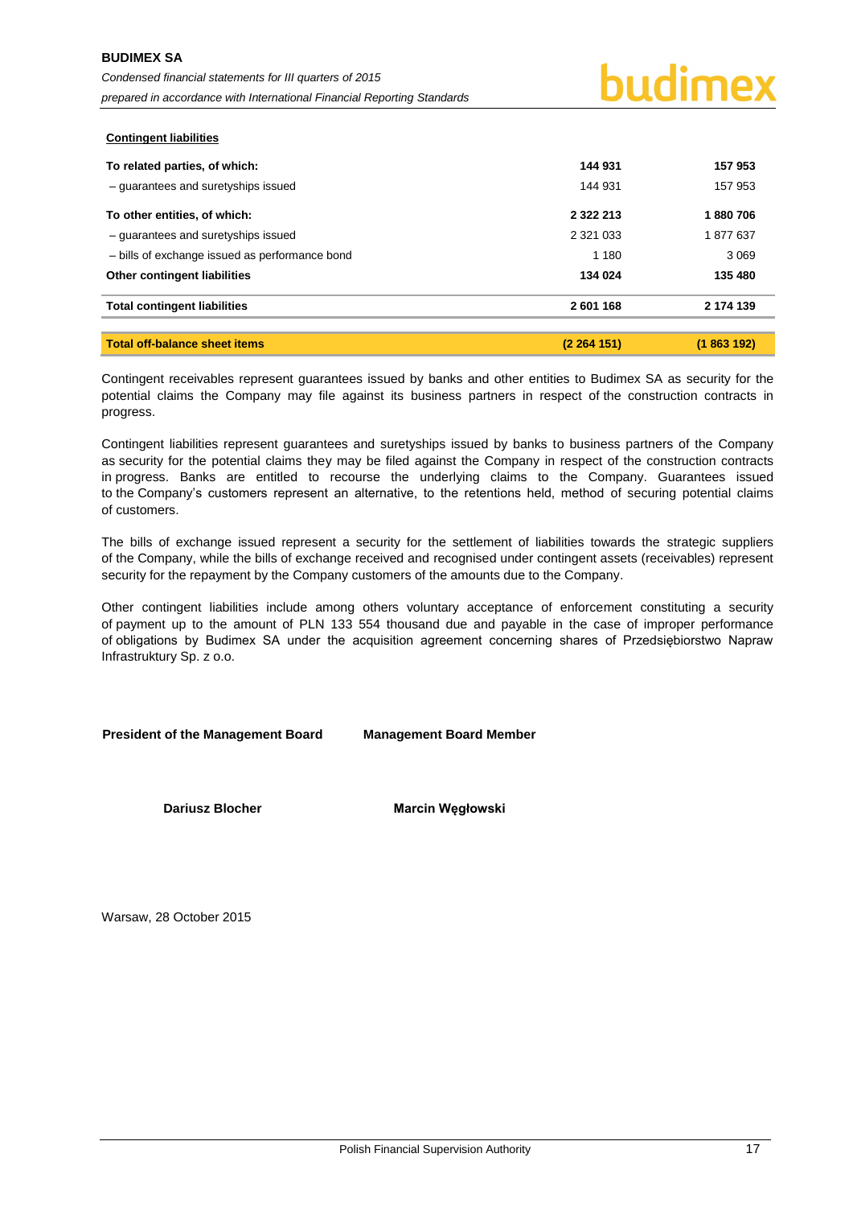**Contingent liabilities**

| | | |
|---|---|---|
| **To related parties, of which:** | **144 931** | **157 953** |
| – guarantees and suretyships issued | 144 931 | 157 953 |
| **To other entities, of which:** | **2 322 213** | **1 880 706** |
| – guarantees and suretyships issued | 2 321 033 | 1 877 637 |
| – bills of exchange issued as performance bond | 1 180 | 3 069 |
| **Other contingent liabilities** | **134 024** | **135 480** |
| **Total contingent liabilities** | **2 601 168** | **2 174 139** |
| **Total off-balance sheet items** | **(2 264 151)** | **(1 863 192)** |

Contingent receivables represent guarantees issued by banks and other entities to Budimex SA as security for the potential claims the Company may file against its business partners in respect of the construction contracts in progress.

Contingent liabilities represent guarantees and suretyships issued by banks to business partners of the Company as security for the potential claims they may be filed against the Company in respect of the construction contracts in progress. Banks are entitled to recourse the underlying claims to the Company. Guarantees issued to the Company's customers represent an alternative, to the retentions held, method of securing potential claims of customers.

The bills of exchange issued represent a security for the settlement of liabilities towards the strategic suppliers of the Company, while the bills of exchange received and recognised under contingent assets (receivables) represent security for the repayment by the Company customers of the amounts due to the Company.

Other contingent liabilities include among others voluntary acceptance of enforcement constituting a security of payment up to the amount of PLN 133 554 thousand due and payable in the case of improper performance of obligations by Budimex SA under the acquisition agreement concerning shares of Przedsiębiorstwo Napraw Infrastruktury Sp. z o.o.

**President of the Management Board** **Management Board Member**

**Dariusz Blocher** **Marcin Węgłowski**

Warsaw, 28 October 2015